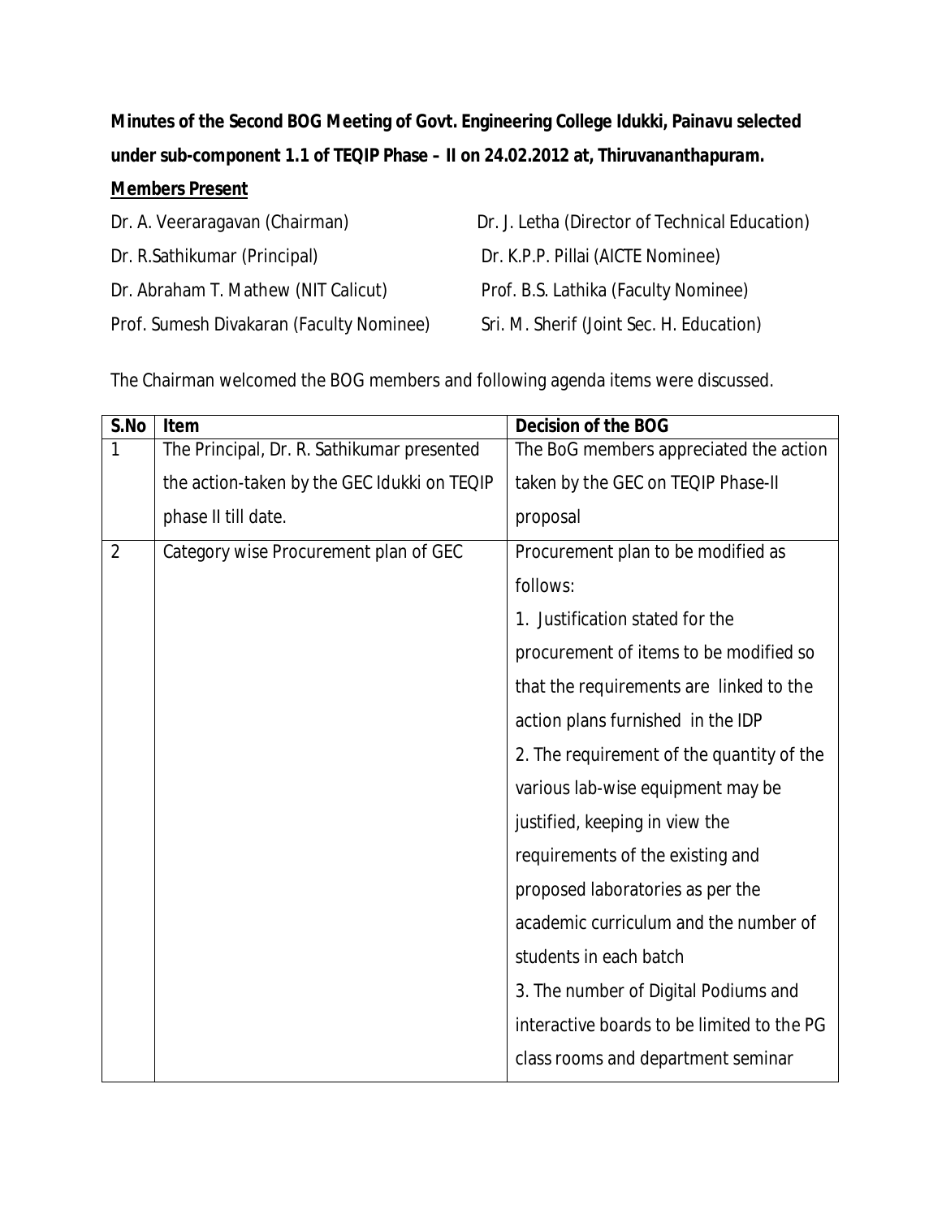**Minutes of the Second BOG Meeting of Govt. Engineering College Idukki, Painavu selected under sub-component 1.1 of TEQIP Phase – II on 24.02.2012 at, Thiruvananthapuram.**

**Members Present**

Dr. A. Veeraragavan (Chairman)
Dr. J. Letha (Director of Technical Education)
Dr. R.Sathikumar (Principal)
Dr. K.P.P. Pillai (AICTE Nominee)
Dr. Abraham T. Mathew (NIT Calicut)
Prof. B.S. Lathika (Faculty Nominee)
Prof. Sumesh Divakaran (Faculty Nominee)
Sri. M. Sherif (Joint Sec. H. Education)

The Chairman welcomed the BOG members and following agenda items were discussed.

| S.No | Item | Decision of the BOG |
|---|---|---|
| 1 | The Principal, Dr. R. Sathikumar presented the action-taken by the GEC Idukki on TEQIP phase II till date. | The BoG members appreciated the action taken by the GEC on TEQIP Phase-II proposal |
| 2 | Category wise Procurement plan of GEC | Procurement plan to be modified as follows:<br>1. Justification stated for the procurement of items to be modified so that the requirements are linked to the action plans furnished in the IDP<br>2. The requirement of the quantity of the various lab-wise equipment may be justified, keeping in view the requirements of the existing and proposed laboratories as per the academic curriculum and the number of students in each batch<br>3. The number of Digital Podiums and interactive boards to be limited to the PG class rooms and department seminar |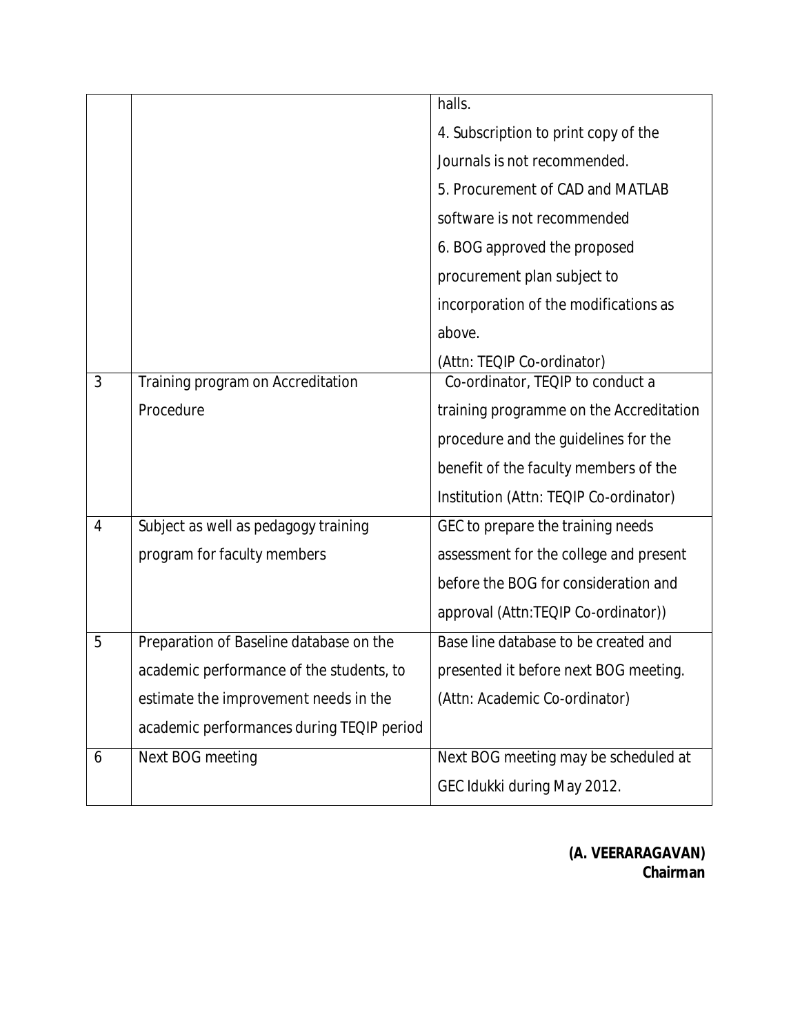| | | |
|---|---|---|
| | | halls.<br>4. Subscription to print copy of the Journals is not recommended.<br>5. Procurement of CAD and MATLAB software is not recommended<br>6. BOG approved the proposed procurement plan subject to incorporation of the modifications as above.<br>(Attn: TEQIP Co-ordinator) |
| 3 | Training program on Accreditation Procedure | Co-ordinator, TEQIP to conduct a training programme on the Accreditation procedure and the guidelines for the benefit of the faculty members of the Institution (Attn: TEQIP Co-ordinator) |
| 4 | Subject as well as pedagogy training program for faculty members | GEC to prepare the training needs assessment for the college and present before the BOG for consideration and approval (Attn:TEQIP Co-ordinator)) |
| 5 | Preparation of Baseline database on the academic performance of the students, to estimate the improvement needs in the academic performances during TEQIP period | Base line database to be created and presented it before next BOG meeting. (Attn: Academic Co-ordinator) |
| 6 | Next BOG meeting | Next BOG meeting may be scheduled at GEC Idukki during May 2012. |

**(A. VEERARAGAVAN)**
**Chairman**